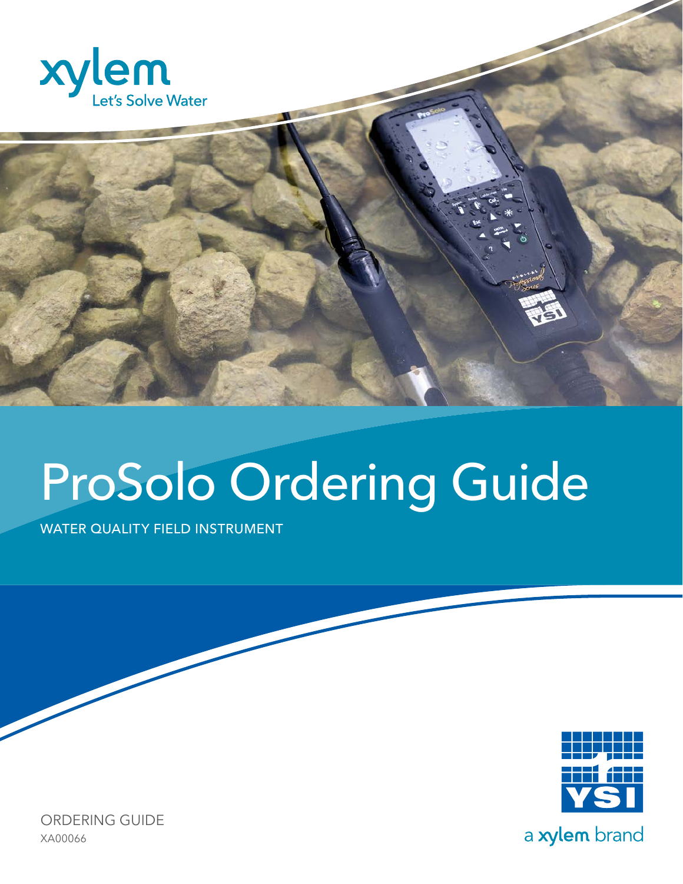xylem

Let's Solve Water

# ProSolo Ordering Guide

WATER QUALITY FIELD INSTRUMENT

YSI

a xylem brand

ORDERING GUIDE

XA00066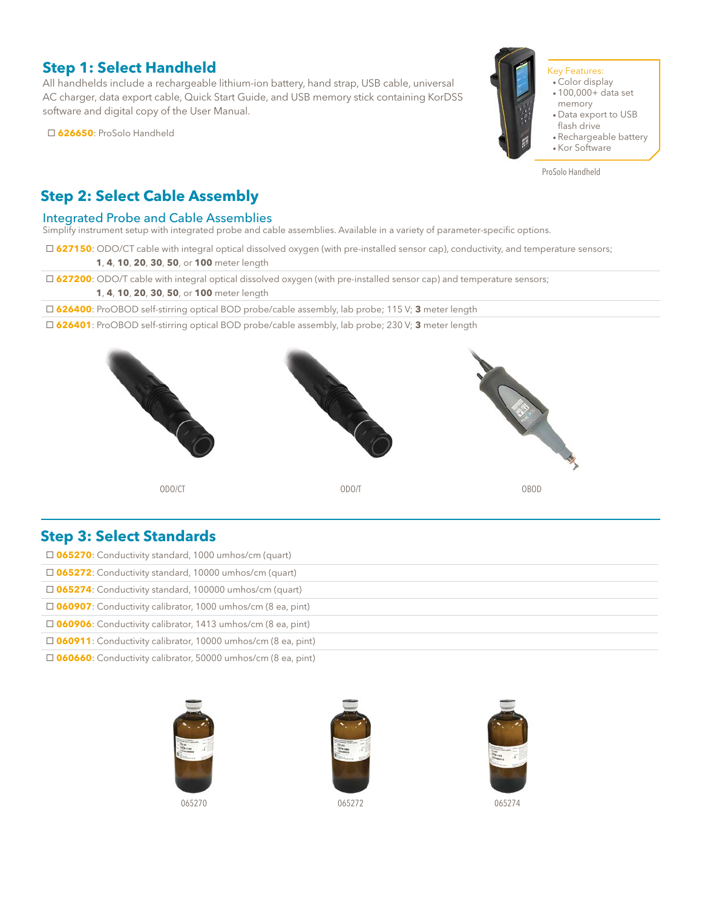## Step 1: Select Handheld

All handhelds include a rechargeable lithium-ion battery, hand strap, USB cable, universal AC charger, data export cable, Quick Start Guide, and USB memory stick containing KorDSS software and digital copy of the User Manual.

☐ **626650**: ProSolo Handheld

Key Features:
- Color display
- 100,000+ data set memory
- Data export to USB flash drive
- Rechargeable battery
- Kor Software

ProSolo Handheld

## Step 2: Select Cable Assembly

### Integrated Probe and Cable Assemblies

Simplify instrument setup with integrated probe and cable assemblies. Available in a variety of parameter-specific options.

☐ **627150**: ODO/CT cable with integral optical dissolved oxygen (with pre-installed sensor cap), conductivity, and temperature sensors; **1**, **4**, **10**, **20**, **30**, **50**, or **100** meter length

☐ **627200**: ODO/T cable with integral optical dissolved oxygen (with pre-installed sensor cap) and temperature sensors; **1**, **4**, **10**, **20**, **30**, **50**, or **100** meter length

☐ **626400**: ProOBOD self-stirring optical BOD probe/cable assembly, lab probe; 115 V; **3** meter length

☐ **626401**: ProOBOD self-stirring optical BOD probe/cable assembly, lab probe; 230 V; **3** meter length

ODO/CT

ODO/T

OBOD

## Step 3: Select Standards

☐ **065270**: Conductivity standard, 1000 umhos/cm (quart)

☐ **065272**: Conductivity standard, 10000 umhos/cm (quart)

☐ **065274**: Conductivity standard, 100000 umhos/cm (quart)

☐ **060907**: Conductivity calibrator, 1000 umhos/cm (8 ea, pint)

☐ **060906**: Conductivity calibrator, 1413 umhos/cm (8 ea, pint)

☐ **060911**: Conductivity calibrator, 10000 umhos/cm (8 ea, pint)

☐ **060660**: Conductivity calibrator, 50000 umhos/cm (8 ea, pint)

065270

065272

065274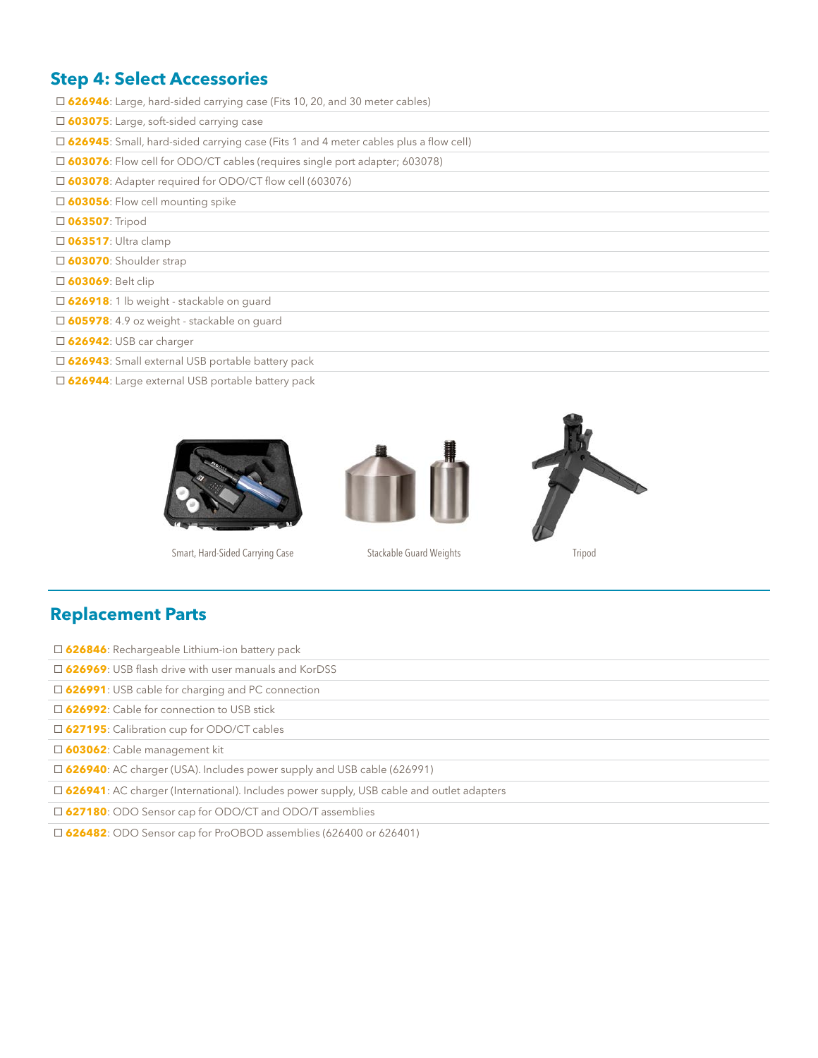## Step 4: Select Accessories

- ☐ **626946**: Large, hard-sided carrying case (Fits 10, 20, and 30 meter cables)
- ☐ **603075**: Large, soft-sided carrying case
- ☐ **626945**: Small, hard-sided carrying case (Fits 1 and 4 meter cables plus a flow cell)
- ☐ **603076**: Flow cell for ODO/CT cables (requires single port adapter; 603078)
- ☐ **603078**: Adapter required for ODO/CT flow cell (603076)
- ☐ **603056**: Flow cell mounting spike
- ☐ **063507**: Tripod
- ☐ **063517**: Ultra clamp
- ☐ **603070**: Shoulder strap
- ☐ **603069**: Belt clip
- ☐ **626918**: 1 lb weight - stackable on guard
- ☐ **605978**: 4.9 oz weight - stackable on guard
- ☐ **626942**: USB car charger
- ☐ **626943**: Small external USB portable battery pack
- ☐ **626944**: Large external USB portable battery pack

Smart, Hard-Sided Carrying Case

Stackable Guard Weights

Tripod

## Replacement Parts

- ☐ **626846**: Rechargeable Lithium-ion battery pack
- ☐ **626969**: USB flash drive with user manuals and KorDSS
- ☐ **626991**: USB cable for charging and PC connection
- ☐ **626992**: Cable for connection to USB stick
- ☐ **627195**: Calibration cup for ODO/CT cables
- ☐ **603062**: Cable management kit
- ☐ **626940**: AC charger (USA). Includes power supply and USB cable (626991)
- ☐ **626941**: AC charger (International). Includes power supply, USB cable and outlet adapters
- ☐ **627180**: ODO Sensor cap for ODO/CT and ODO/T assemblies
- ☐ **626482**: ODO Sensor cap for ProOBOD assemblies (626400 or 626401)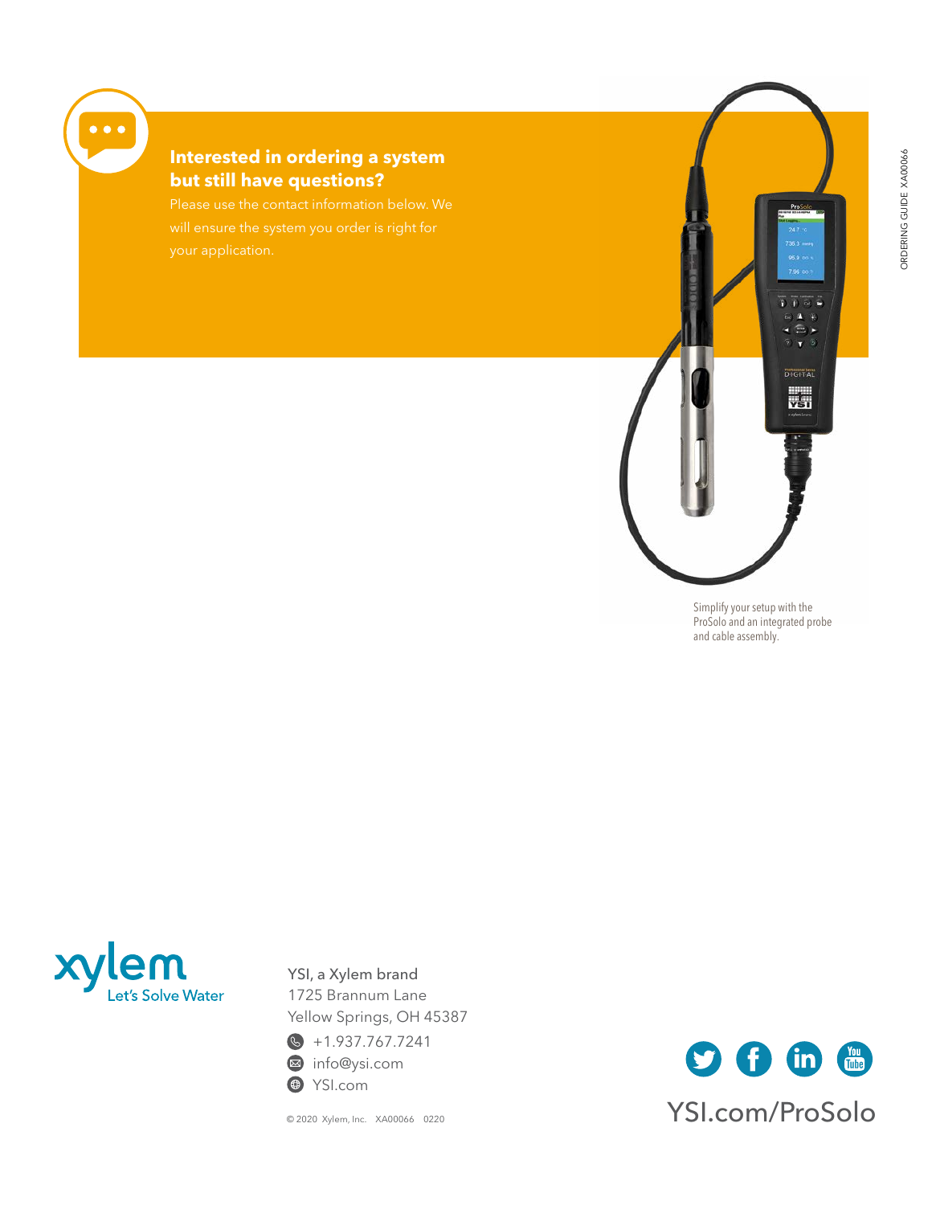## Interested in ordering a system but still have questions?

Please use the contact information below. We will ensure the system you order is right for your application.

Simplify your setup with the ProSolo and an integrated probe and cable assembly.

xylem
Let's Solve Water

**YSI, a Xylem brand**
1725 Brannum Lane
Yellow Springs, OH 45387

+1.937.767.7241
info@ysi.com
YSI.com

© 2020 Xylem, Inc. XA00066 0220

YSI.com/ProSolo